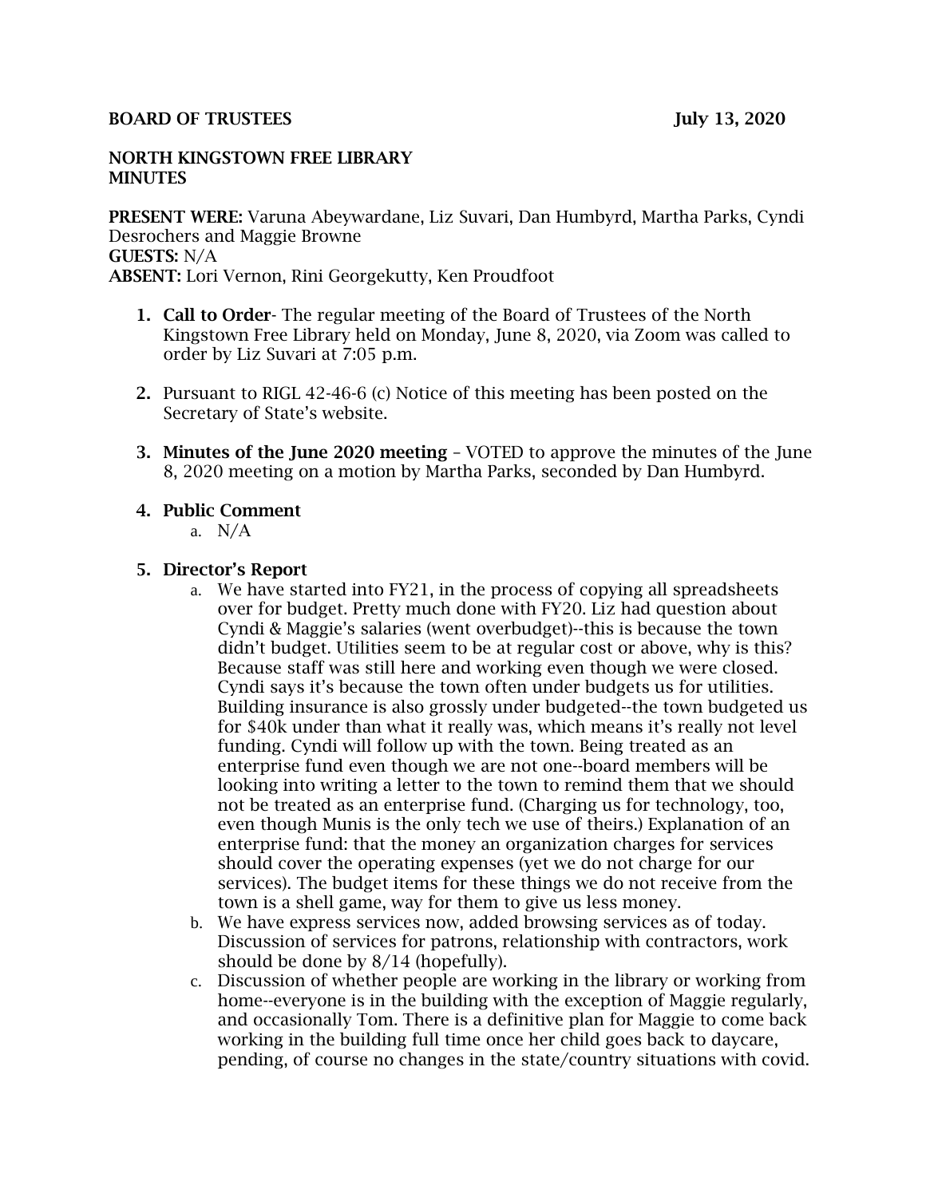**BOARD OF TRUSTEES** **July 13, 2020**

**NORTH KINGSTOWN FREE LIBRARY**
**MINUTES**

**PRESENT WERE:** Varuna Abeywardane, Liz Suvari, Dan Humbyrd, Martha Parks, Cyndi Desrochers and Maggie Browne
**GUESTS:** N/A
**ABSENT:** Lori Vernon, Rini Georgekutty, Ken Proudfoot

1. **Call to Order**- The regular meeting of the Board of Trustees of the North Kingstown Free Library held on Monday, June 8, 2020, via Zoom was called to order by Liz Suvari at 7:05 p.m.

2. Pursuant to RIGL 42-46-6 (c) Notice of this meeting has been posted on the Secretary of State's website.

3. **Minutes of the June 2020 meeting** – VOTED to approve the minutes of the June 8, 2020 meeting on a motion by Martha Parks, seconded by Dan Humbyrd.

4. **Public Comment**
   a. N/A

5. **Director's Report**
   a. We have started into FY21, in the process of copying all spreadsheets over for budget. Pretty much done with FY20. Liz had question about Cyndi & Maggie's salaries (went overbudget)--this is because the town didn't budget. Utilities seem to be at regular cost or above, why is this? Because staff was still here and working even though we were closed. Cyndi says it's because the town often under budgets us for utilities. Building insurance is also grossly under budgeted--the town budgeted us for $40k under than what it really was, which means it's really not level funding. Cyndi will follow up with the town. Being treated as an enterprise fund even though we are not one--board members will be looking into writing a letter to the town to remind them that we should not be treated as an enterprise fund. (Charging us for technology, too, even though Munis is the only tech we use of theirs.) Explanation of an enterprise fund: that the money an organization charges for services should cover the operating expenses (yet we do not charge for our services). The budget items for these things we do not receive from the town is a shell game, way for them to give us less money.
   b. We have express services now, added browsing services as of today. Discussion of services for patrons, relationship with contractors, work should be done by 8/14 (hopefully).
   c. Discussion of whether people are working in the library or working from home--everyone is in the building with the exception of Maggie regularly, and occasionally Tom. There is a definitive plan for Maggie to come back working in the building full time once her child goes back to daycare, pending, of course no changes in the state/country situations with covid.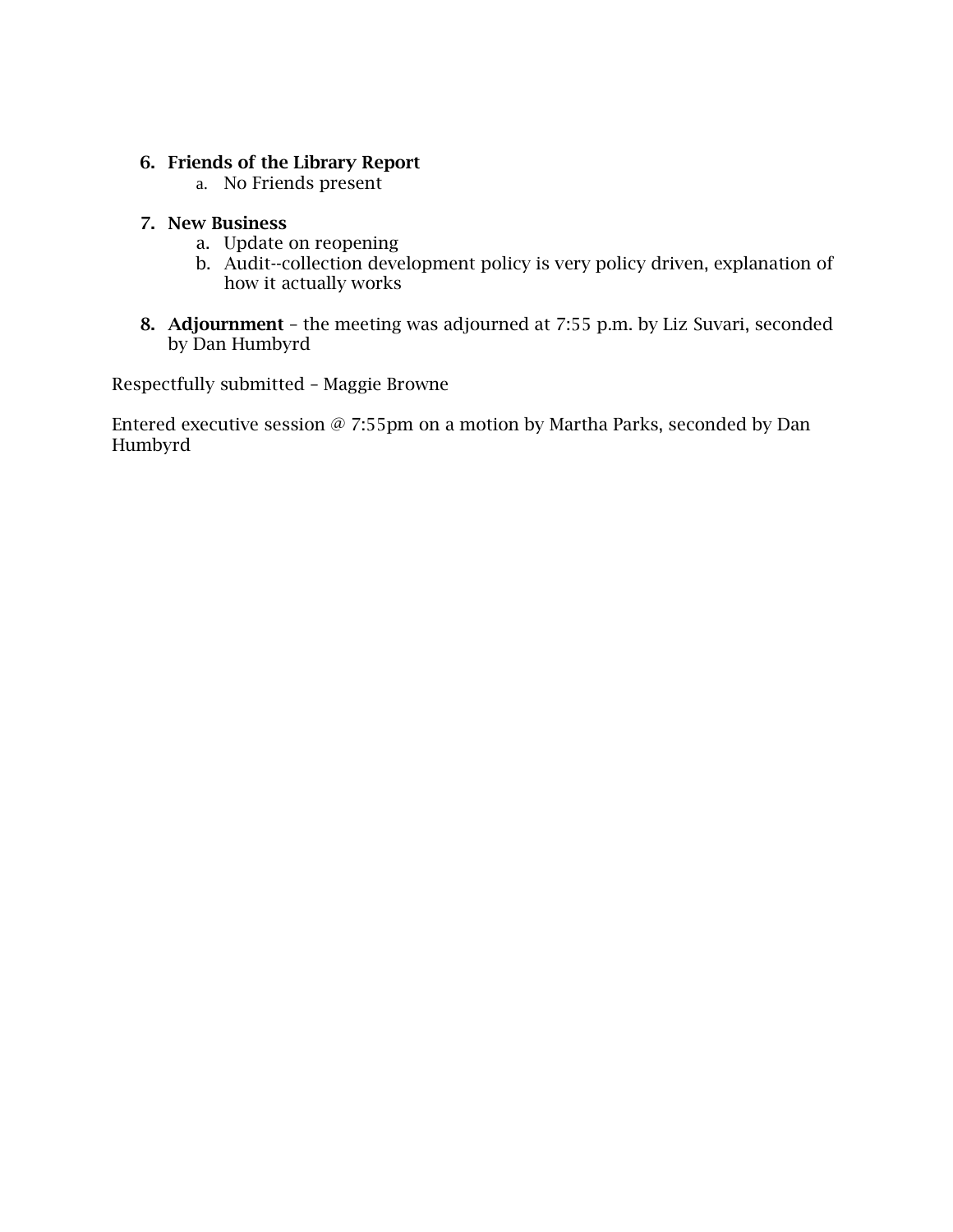6. **Friends of the Library Report**
    a. No Friends present

7. **New Business**
    a. Update on reopening
    b. Audit--collection development policy is very policy driven, explanation of how it actually works

8. **Adjournment** – the meeting was adjourned at 7:55 p.m. by Liz Suvari, seconded by Dan Humbyrd

Respectfully submitted – Maggie Browne

Entered executive session @ 7:55pm on a motion by Martha Parks, seconded by Dan Humbyrd